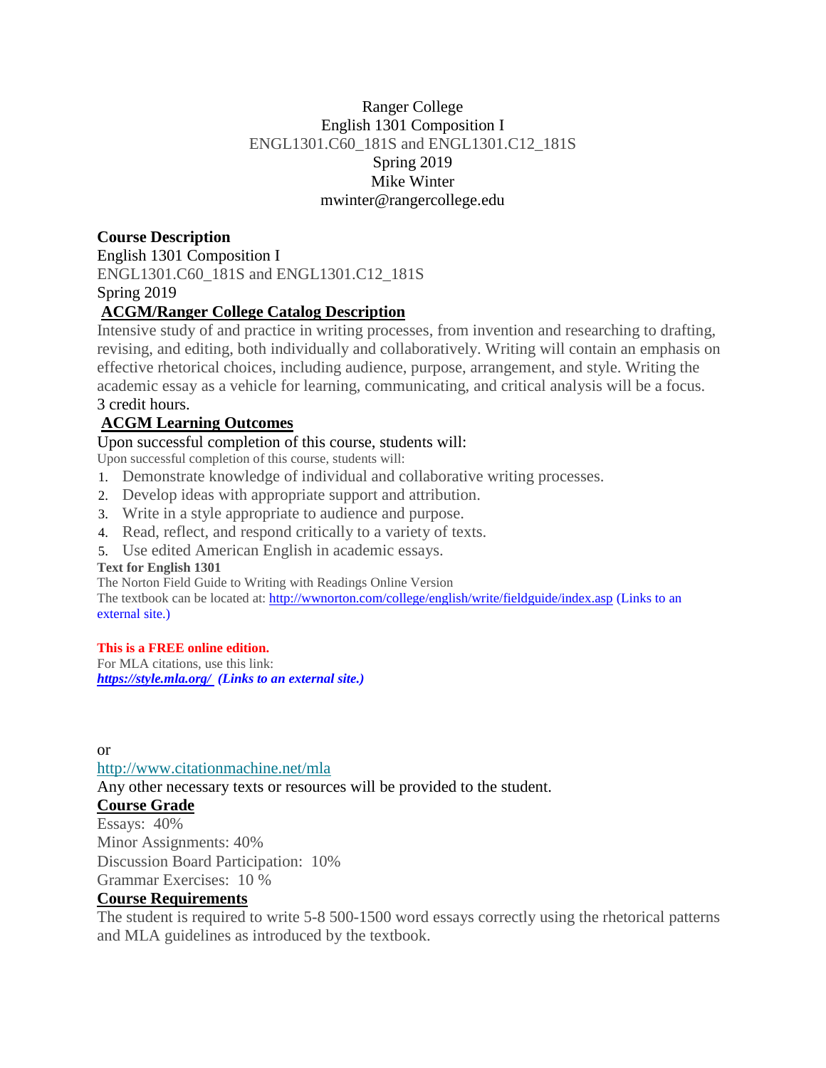Ranger College
English 1301 Composition I
ENGL1301.C60_181S and ENGL1301.C12_181S
Spring 2019
Mike Winter
mwinter@rangercollege.edu

**Course Description**

English 1301 Composition I
ENGL1301.C60_181S and ENGL1301.C12_181S
Spring 2019

**ACGM/Ranger College Catalog Description**

Intensive study of and practice in writing processes, from invention and researching to drafting, revising, and editing, both individually and collaboratively. Writing will contain an emphasis on effective rhetorical choices, including audience, purpose, arrangement, and style. Writing the academic essay as a vehicle for learning, communicating, and critical analysis will be a focus.
3 credit hours.

**ACGM Learning Outcomes**

Upon successful completion of this course, students will:
Upon successful completion of this course, students will:

1. Demonstrate knowledge of individual and collaborative writing processes.
2. Develop ideas with appropriate support and attribution.
3. Write in a style appropriate to audience and purpose.
4. Read, reflect, and respond critically to a variety of texts.
5. Use edited American English in academic essays.

**Text for English 1301**

The Norton Field Guide to Writing with Readings Online Version
The textbook can be located at: http://wwnorton.com/college/english/write/fieldguide/index.asp (Links to an external site.)

**This is a FREE online edition.**
For MLA citations, use this link:
***https://style.mla.org/ (Links to an external site.)***

or
http://www.citationmachine.net/mla
Any other necessary texts or resources will be provided to the student.

**Course Grade**

Essays: 40%
Minor Assignments: 40%
Discussion Board Participation: 10%
Grammar Exercises: 10 %

**Course Requirements**

The student is required to write 5-8 500-1500 word essays correctly using the rhetorical patterns and MLA guidelines as introduced by the textbook.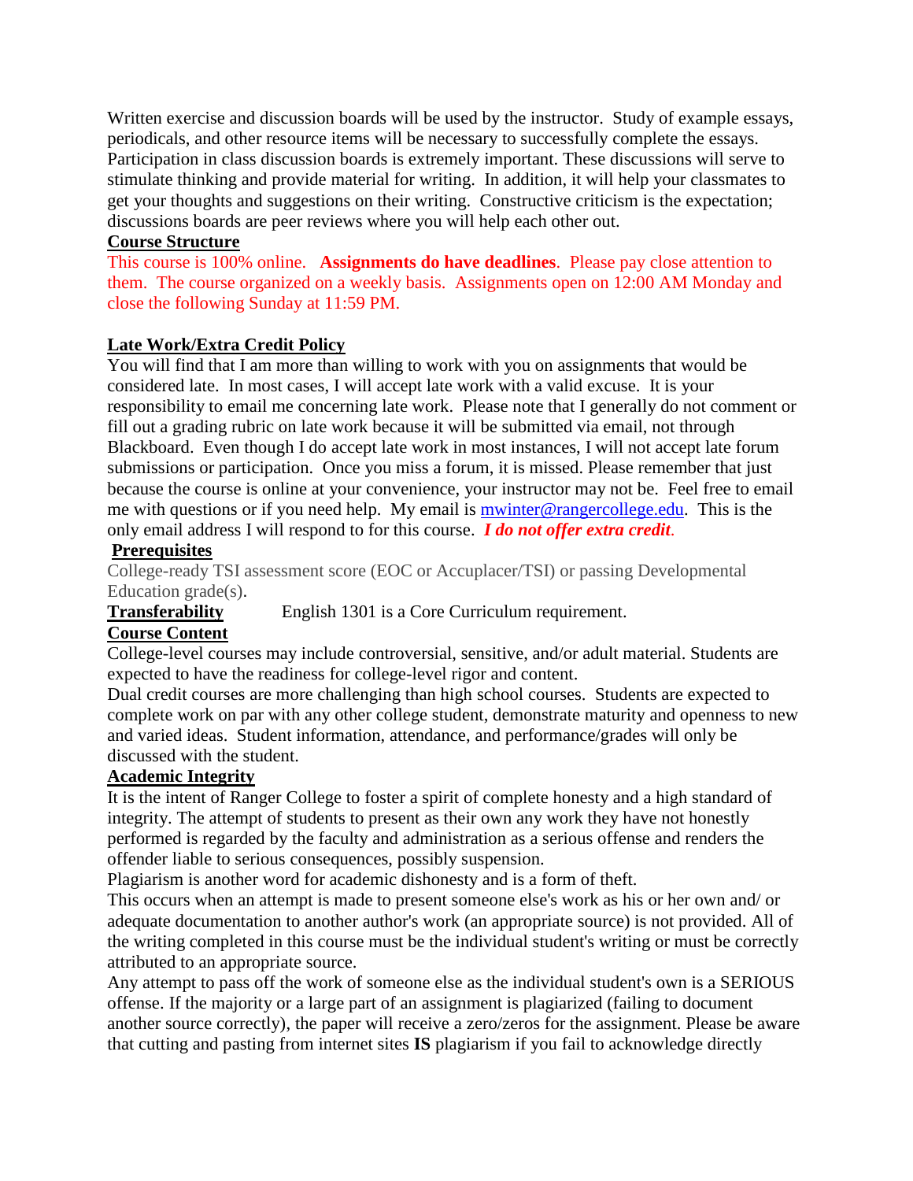Written exercise and discussion boards will be used by the instructor. Study of example essays, periodicals, and other resource items will be necessary to successfully complete the essays. Participation in class discussion boards is extremely important. These discussions will serve to stimulate thinking and provide material for writing. In addition, it will help your classmates to get your thoughts and suggestions on their writing. Constructive criticism is the expectation; discussions boards are peer reviews where you will help each other out.

**Course Structure**

This course is 100% online. **Assignments do have deadlines**. Please pay close attention to them. The course organized on a weekly basis. Assignments open on 12:00 AM Monday and close the following Sunday at 11:59 PM.

**Late Work/Extra Credit Policy**

You will find that I am more than willing to work with you on assignments that would be considered late. In most cases, I will accept late work with a valid excuse. It is your responsibility to email me concerning late work. Please note that I generally do not comment or fill out a grading rubric on late work because it will be submitted via email, not through Blackboard. Even though I do accept late work in most instances, I will not accept late forum submissions or participation. Once you miss a forum, it is missed. Please remember that just because the course is online at your convenience, your instructor may not be. Feel free to email me with questions or if you need help. My email is mwinter@rangercollege.edu. This is the only email address I will respond to for this course. ***I do not offer extra credit.***

**Prerequisites**

College-ready TSI assessment score (EOC or Accuplacer/TSI) or passing Developmental Education grade(s).

**Transferability** English 1301 is a Core Curriculum requirement.

**Course Content**

College-level courses may include controversial, sensitive, and/or adult material. Students are expected to have the readiness for college-level rigor and content.

Dual credit courses are more challenging than high school courses. Students are expected to complete work on par with any other college student, demonstrate maturity and openness to new and varied ideas. Student information, attendance, and performance/grades will only be discussed with the student.

**Academic Integrity**

It is the intent of Ranger College to foster a spirit of complete honesty and a high standard of integrity. The attempt of students to present as their own any work they have not honestly performed is regarded by the faculty and administration as a serious offense and renders the offender liable to serious consequences, possibly suspension.

Plagiarism is another word for academic dishonesty and is a form of theft.

This occurs when an attempt is made to present someone else's work as his or her own and/ or adequate documentation to another author's work (an appropriate source) is not provided. All of the writing completed in this course must be the individual student's writing or must be correctly attributed to an appropriate source.

Any attempt to pass off the work of someone else as the individual student's own is a SERIOUS offense. If the majority or a large part of an assignment is plagiarized (failing to document another source correctly), the paper will receive a zero/zeros for the assignment. Please be aware that cutting and pasting from internet sites **IS** plagiarism if you fail to acknowledge directly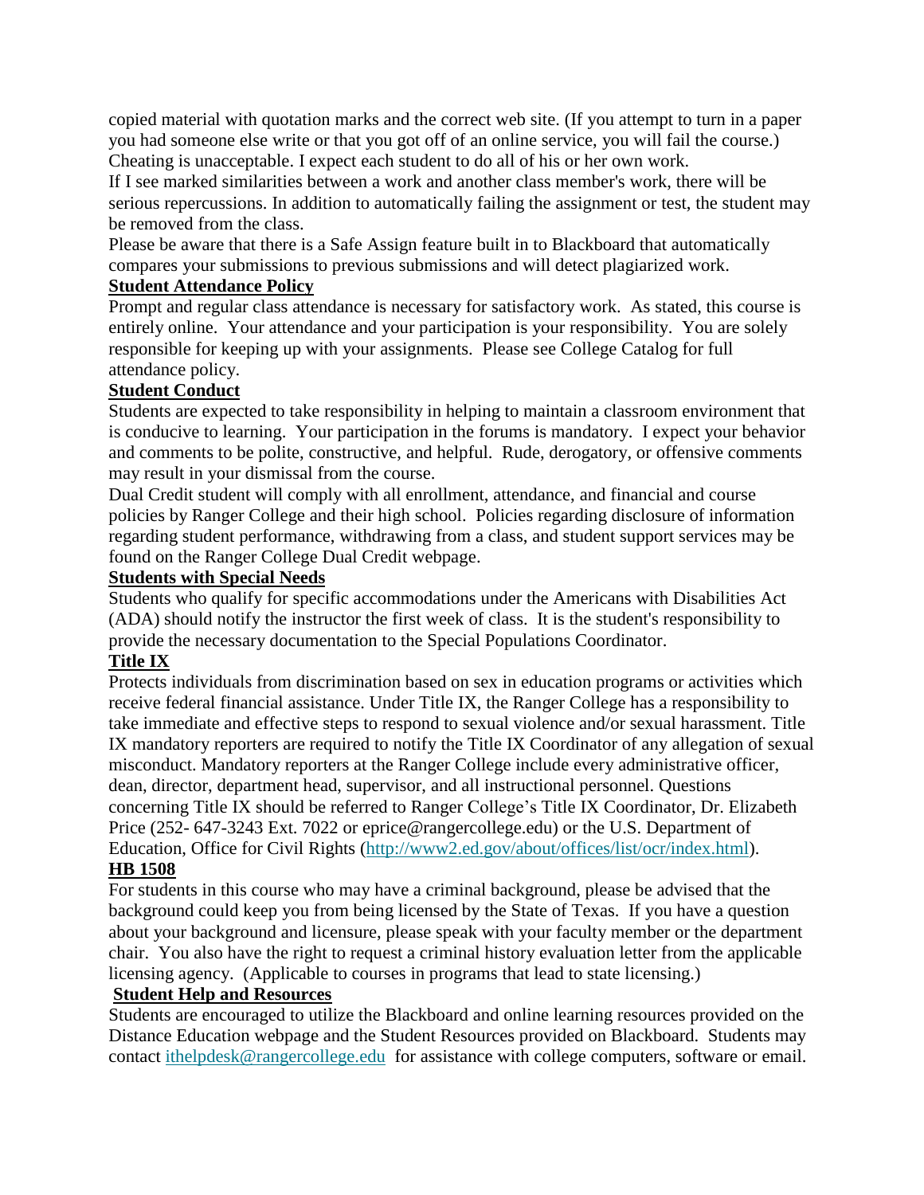copied material with quotation marks and the correct web site. (If you attempt to turn in a paper you had someone else write or that you got off of an online service, you will fail the course.) Cheating is unacceptable. I expect each student to do all of his or her own work.

If I see marked similarities between a work and another class member's work, there will be serious repercussions. In addition to automatically failing the assignment or test, the student may be removed from the class.

Please be aware that there is a Safe Assign feature built in to Blackboard that automatically compares your submissions to previous submissions and will detect plagiarized work.

**Student Attendance Policy**

Prompt and regular class attendance is necessary for satisfactory work. As stated, this course is entirely online. Your attendance and your participation is your responsibility. You are solely responsible for keeping up with your assignments. Please see College Catalog for full attendance policy.

**Student Conduct**

Students are expected to take responsibility in helping to maintain a classroom environment that is conducive to learning. Your participation in the forums is mandatory. I expect your behavior and comments to be polite, constructive, and helpful. Rude, derogatory, or offensive comments may result in your dismissal from the course.

Dual Credit student will comply with all enrollment, attendance, and financial and course policies by Ranger College and their high school. Policies regarding disclosure of information regarding student performance, withdrawing from a class, and student support services may be found on the Ranger College Dual Credit webpage.

**Students with Special Needs**

Students who qualify for specific accommodations under the Americans with Disabilities Act (ADA) should notify the instructor the first week of class. It is the student's responsibility to provide the necessary documentation to the Special Populations Coordinator.

**Title IX**

Protects individuals from discrimination based on sex in education programs or activities which receive federal financial assistance. Under Title IX, the Ranger College has a responsibility to take immediate and effective steps to respond to sexual violence and/or sexual harassment. Title IX mandatory reporters are required to notify the Title IX Coordinator of any allegation of sexual misconduct. Mandatory reporters at the Ranger College include every administrative officer, dean, director, department head, supervisor, and all instructional personnel. Questions concerning Title IX should be referred to Ranger College's Title IX Coordinator, Dr. Elizabeth Price (252- 647-3243 Ext. 7022 or eprice@rangercollege.edu) or the U.S. Department of Education, Office for Civil Rights (http://www2.ed.gov/about/offices/list/ocr/index.html).

**HB 1508**

For students in this course who may have a criminal background, please be advised that the background could keep you from being licensed by the State of Texas. If you have a question about your background and licensure, please speak with your faculty member or the department chair. You also have the right to request a criminal history evaluation letter from the applicable licensing agency. (Applicable to courses in programs that lead to state licensing.)

**Student Help and Resources**

Students are encouraged to utilize the Blackboard and online learning resources provided on the Distance Education webpage and the Student Resources provided on Blackboard. Students may contact ithelpdesk@rangercollege.edu for assistance with college computers, software or email.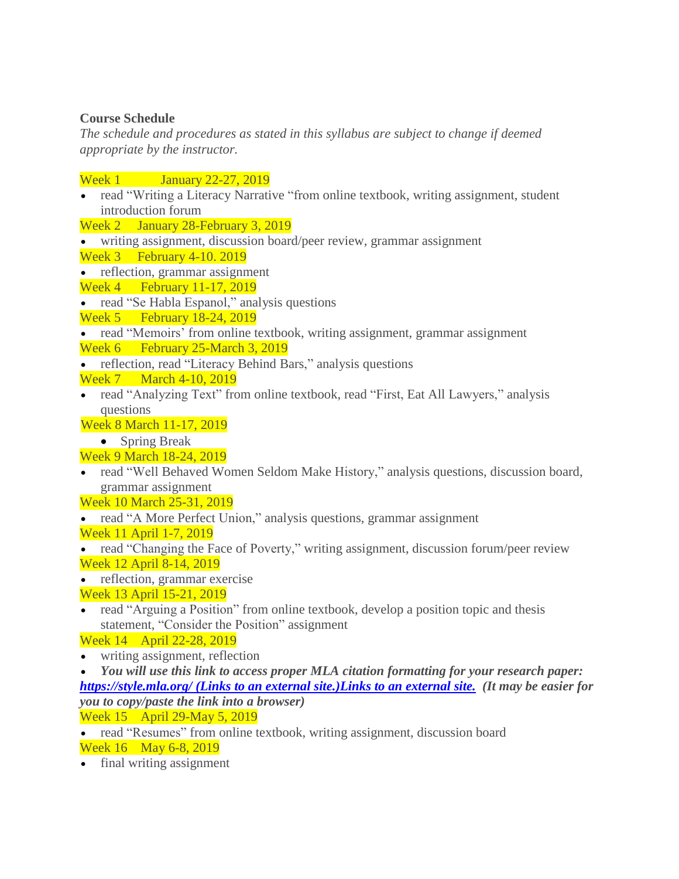**Course Schedule**

*The schedule and procedures as stated in this syllabus are subject to change if deemed appropriate by the instructor.*

Week 1 January 22-27, 2019

- read "Writing a Literacy Narrative "from online textbook, writing assignment, student introduction forum

Week 2 January 28-February 3, 2019

- writing assignment, discussion board/peer review, grammar assignment

Week 3 February 4-10. 2019

- reflection, grammar assignment

Week 4 February 11-17, 2019

- read "Se Habla Espanol," analysis questions

Week 5 February 18-24, 2019

- read "Memoirs' from online textbook, writing assignment, grammar assignment

Week 6 February 25-March 3, 2019

- reflection, read "Literacy Behind Bars," analysis questions

Week 7 March 4-10, 2019

- read "Analyzing Text" from online textbook, read "First, Eat All Lawyers," analysis questions

Week 8 March 11-17, 2019

- Spring Break

Week 9 March 18-24, 2019

- read "Well Behaved Women Seldom Make History," analysis questions, discussion board, grammar assignment

Week 10 March 25-31, 2019

- read "A More Perfect Union," analysis questions, grammar assignment

Week 11 April 1-7, 2019

- read "Changing the Face of Poverty," writing assignment, discussion forum/peer review

Week 12 April 8-14, 2019

- reflection, grammar exercise

Week 13 April 15-21, 2019

- read "Arguing a Position" from online textbook, develop a position topic and thesis statement, "Consider the Position" assignment

Week 14 April 22-28, 2019

- writing assignment, reflection
- ***You will use this link to access proper MLA citation formatting for your research paper:***

***[https://style.mla.org/ (Links to an external site.)Links to an external site.](https://style.mla.org/) (It may be easier for you to copy/paste the link into a browser)***

Week 15 April 29-May 5, 2019

- read "Resumes" from online textbook, writing assignment, discussion board

Week 16 May 6-8, 2019

- final writing assignment